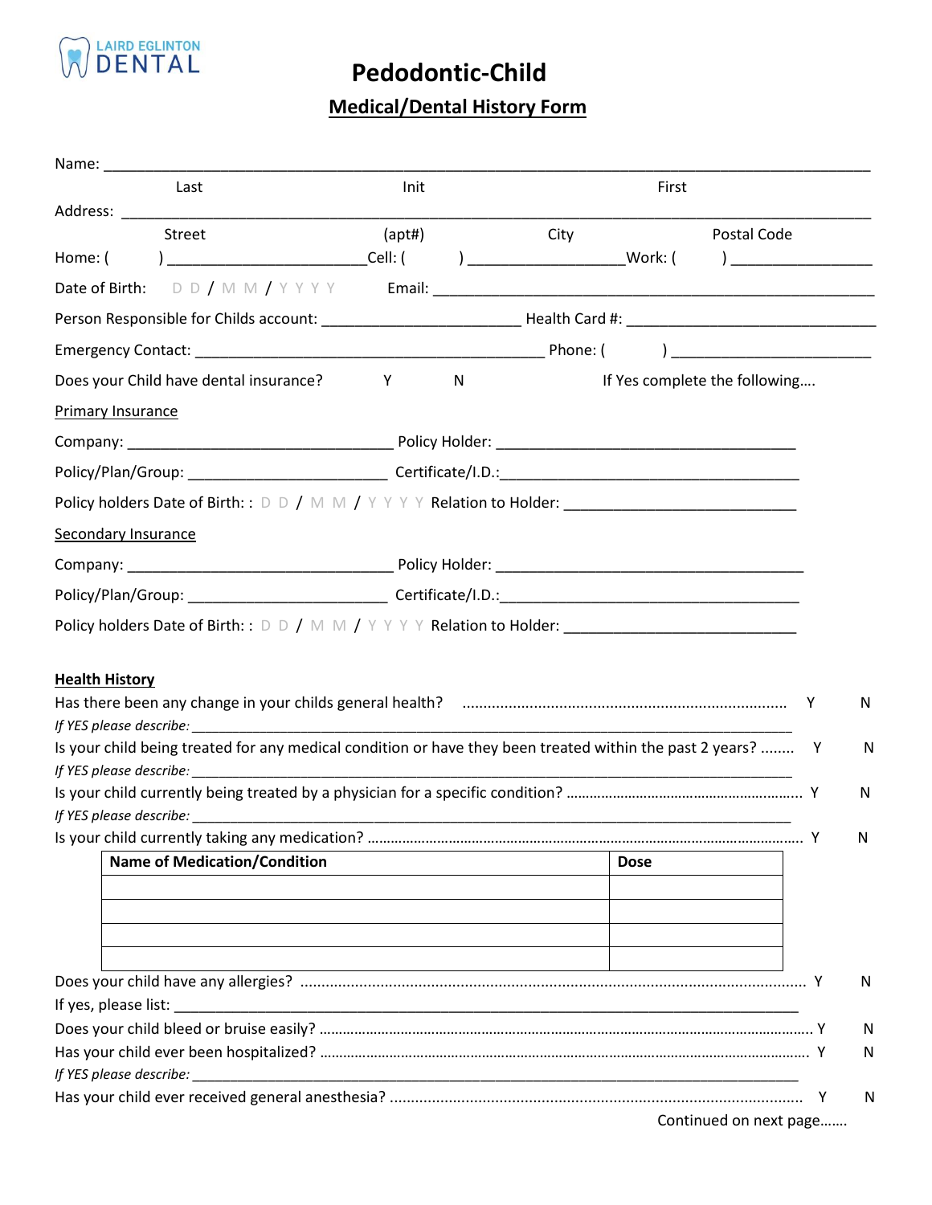LAIRD EGLINTON DENTAL

# Pedodontic-Child

## Medical/Dental History Form

Name: ______________________________________________________________________________
Last Init First

Address: ____________________________________________________________________________
Street (apt#) City Postal Code

Home: ( ) ______________________ Cell: ( ) ________________ Work: ( ) ________________

Date of Birth: D D / M M / Y Y Y Y Email: _____________________________________________

Person Responsible for Childs account: ______________________ Health Card #: ____________________________

Emergency Contact: ________________________________________ Phone: ( ) ______________________

Does your Child have dental insurance? Y N If Yes complete the following….

Primary Insurance

Company: ______________________________ Policy Holder: __________________________________

Policy/Plan/Group: ______________________ Certificate/I.D.: __________________________________

Policy holders Date of Birth: : D D / M M / Y Y Y Y Relation to Holder: __________________________

Secondary Insurance

Company: ______________________________ Policy Holder: __________________________________

Policy/Plan/Group: ______________________ Certificate/I.D.: __________________________________

Policy holders Date of Birth: : D D / M M / Y Y Y Y Relation to Holder: __________________________

**Health History**

Has there been any change in your childs general health? ........................................................................ Y N

*If YES please describe:* ______________________________________________________________________

Is your child being treated for any medical condition or have they been treated within the past 2 years? ........ Y N

*If YES please describe:* ______________________________________________________________________

Is your child currently being treated by a physician for a specific condition? ................................................ Y N

*If YES please describe:* ______________________________________________________________________

Is your child currently taking any medication? ................................................................................................. Y N

| Name of Medication/Condition | Dose |
|---|---|
| | |
| | |
| | |
| | |

Does your child have any allergies? ................................................................................................................ Y N

If yes, please list: ____________________________________________________________________________

Does your child bleed or bruise easily? ............................................................................................................ Y N

Has your child ever been hospitalized? ............................................................................................................ Y N

*If YES please describe:* ______________________________________________________________________

Has your child ever received general anesthesia? ........................................................................................... Y N

Continued on next page…….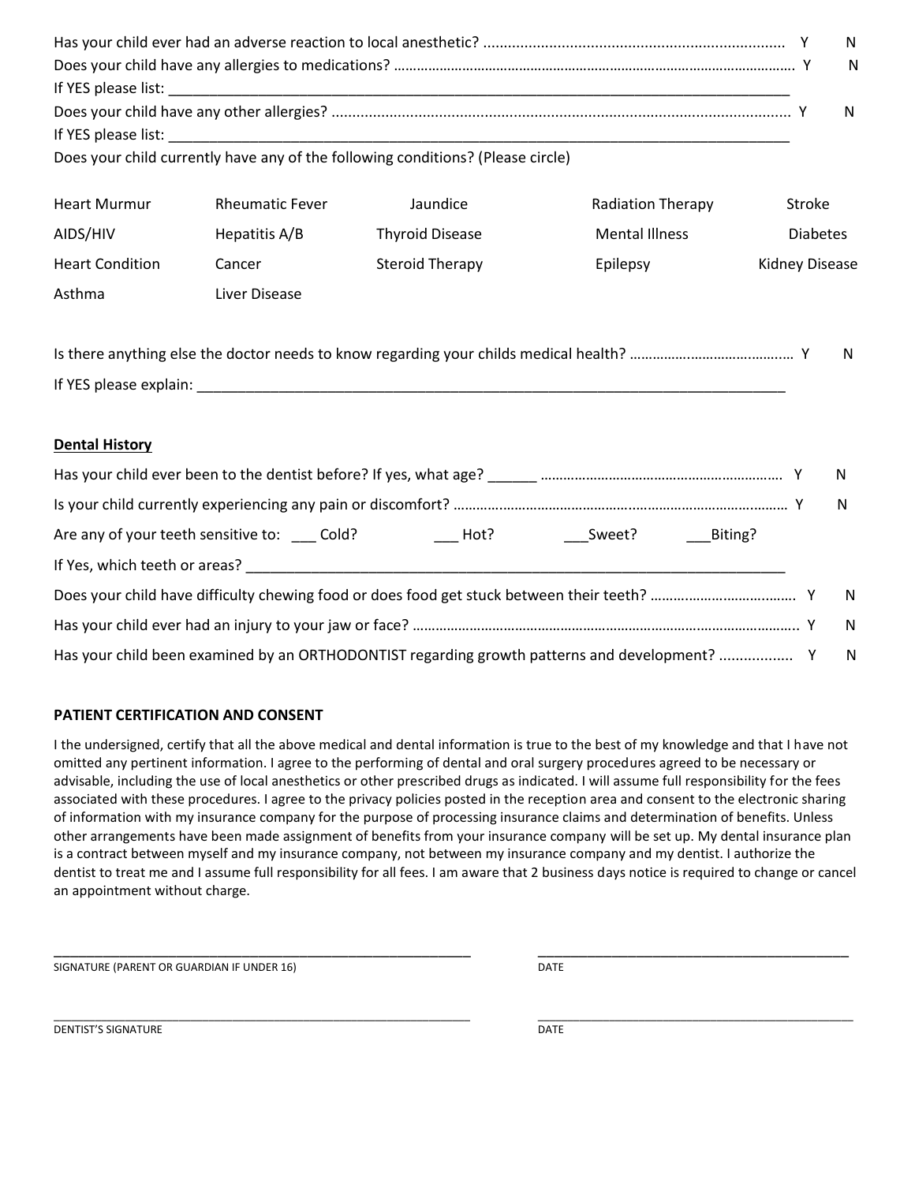Has your child ever had an adverse reaction to local anesthetic? ........................................................................ Y N

Does your child have any allergies to medications? ……………………………………………………………………………………… Y N

If YES please list: ____________________________________________________________________________

Does your child have any other allergies? .............................................................................................................. Y N

If YES please list: ____________________________________________________________________________

Does your child currently have any of the following conditions? (Please circle)

| | | | | |
|---|---|---|---|---|
| Heart Murmur | Rheumatic Fever | Jaundice | Radiation Therapy | Stroke |
| AIDS/HIV | Hepatitis A/B | Thyroid Disease | Mental Illness | Diabetes |
| Heart Condition | Cancer | Steroid Therapy | Epilepsy | Kidney Disease |
| Asthma | Liver Disease | | | |

Is there anything else the doctor needs to know regarding your childs medical health? ……………………………….…… Y N

If YES please explain: _______________________________________________________________________

## Dental History

Has your child ever been to the dentist before? If yes, what age? ______ ……………………………………………………… Y N

Is your child currently experiencing any pain or discomfort? …………………………………………………………………………… Y N

Are any of your teeth sensitive to: ___ Cold? ___ Hot? ___Sweet? ___Biting?

If Yes, which teeth or areas? _________________________________________________________________

Does your child have difficulty chewing food or does food get stuck between their teeth? ……………………………… Y N

Has your child ever had an injury to your jaw or face? ………………………………………………………………………………. Y N

Has your child been examined by an ORTHODONTIST regarding growth patterns and development? .................. Y N

**PATIENT CERTIFICATION AND CONSENT**

I the undersigned, certify that all the above medical and dental information is true to the best of my knowledge and that I have not omitted any pertinent information. I agree to the performing of dental and oral surgery procedures agreed to be necessary or advisable, including the use of local anesthetics or other prescribed drugs as indicated. I will assume full responsibility for the fees associated with these procedures. I agree to the privacy policies posted in the reception area and consent to the electronic sharing of information with my insurance company for the purpose of processing insurance claims and determination of benefits. Unless other arrangements have been made assignment of benefits from your insurance company will be set up. My dental insurance plan is a contract between myself and my insurance company, not between my insurance company and my dentist. I authorize the dentist to treat me and I assume full responsibility for all fees. I am aware that 2 business days notice is required to change or cancel an appointment without charge.

_______________________________________________ _______________________________________

SIGNATURE (PARENT OR GUARDIAN IF UNDER 16) DATE

_______________________________________________ _______________________________________

DENTIST'S SIGNATURE DATE